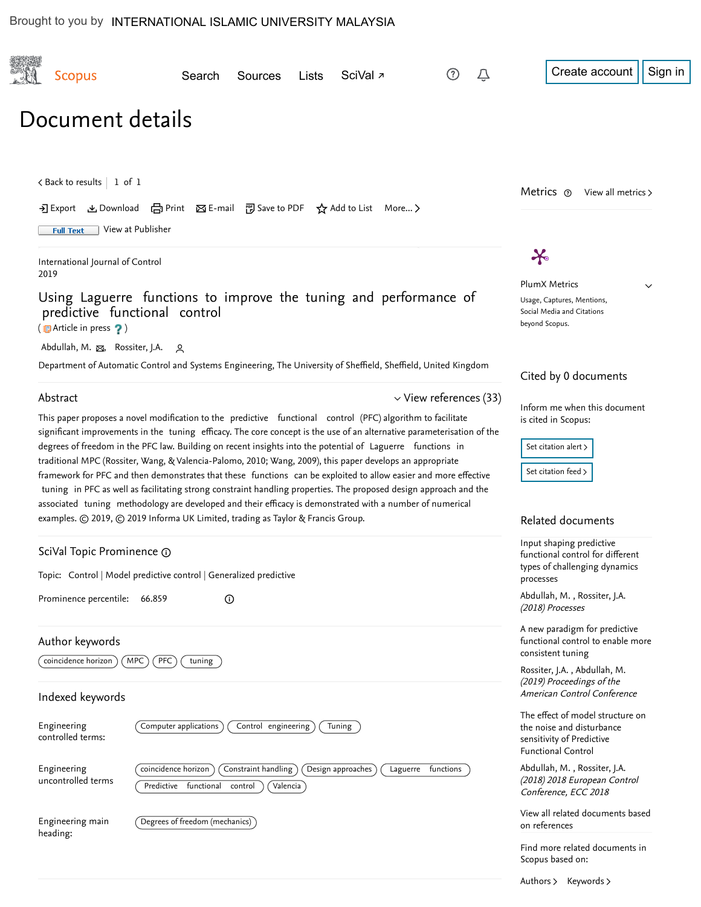Brought to you by INTERNATIONAL ISLAMIC UNIVERSITY MALAYSIA

Scopus

Search Sources Lists SciVal ↗

Create account Sign in

# Document details

< Back to results | 1 of 1

Export Download Print E-mail Save to PDF Add to List More... >

Full Text View at Publisher

International Journal of Control
2019

## Using Laguerre functions to improve the tuning and performance of predictive functional control

(Article in press ?)

Abdullah, M. , Rossiter, J.A.

Department of Automatic Control and Systems Engineering, The University of Sheffield, Sheffield, United Kingdom

### Abstract

View references (33)

This paper proposes a novel modification to the predictive functional control (PFC) algorithm to facilitate significant improvements in the tuning efficacy. The core concept is the use of an alternative parameterisation of the degrees of freedom in the PFC law. Building on recent insights into the potential of Laguerre functions in traditional MPC (Rossiter, Wang, & Valencia-Palomo, 2010; Wang, 2009), this paper develops an appropriate framework for PFC and then demonstrates that these functions can be exploited to allow easier and more effective tuning in PFC as well as facilitating strong constraint handling properties. The proposed design approach and the associated tuning methodology are developed and their efficacy is demonstrated with a number of numerical examples. © 2019, © 2019 Informa UK Limited, trading as Taylor & Francis Group.

### SciVal Topic Prominence

Topic: Control | Model predictive control | Generalized predictive

Prominence percentile: 66.859

### Author keywords

coincidence horizon MPC PFC tuning

### Indexed keywords

Engineering controlled terms: Computer applications, Control engineering, Tuning

Engineering uncontrolled terms: coincidence horizon, Constraint handling, Design approaches, Laguerre functions, Predictive functional control, Valencia

Engineering main heading: Degrees of freedom (mechanics)

### Metrics

View all metrics >

PlumX Metrics

Usage, Captures, Mentions, Social Media and Citations beyond Scopus.

### Cited by 0 documents

Inform me when this document is cited in Scopus:

Set citation alert >

Set citation feed >

### Related documents

Input shaping predictive functional control for different types of challenging dynamics processes

Abdullah, M. , Rossiter, J.A.
*(2018) Processes*

A new paradigm for predictive functional control to enable more consistent tuning

Rossiter, J.A. , Abdullah, M.
*(2019) Proceedings of the American Control Conference*

The effect of model structure on the noise and disturbance sensitivity of Predictive Functional Control

Abdullah, M. , Rossiter, J.A.
*(2018) 2018 European Control Conference, ECC 2018*

View all related documents based on references

Find more related documents in Scopus based on:

Authors > Keywords >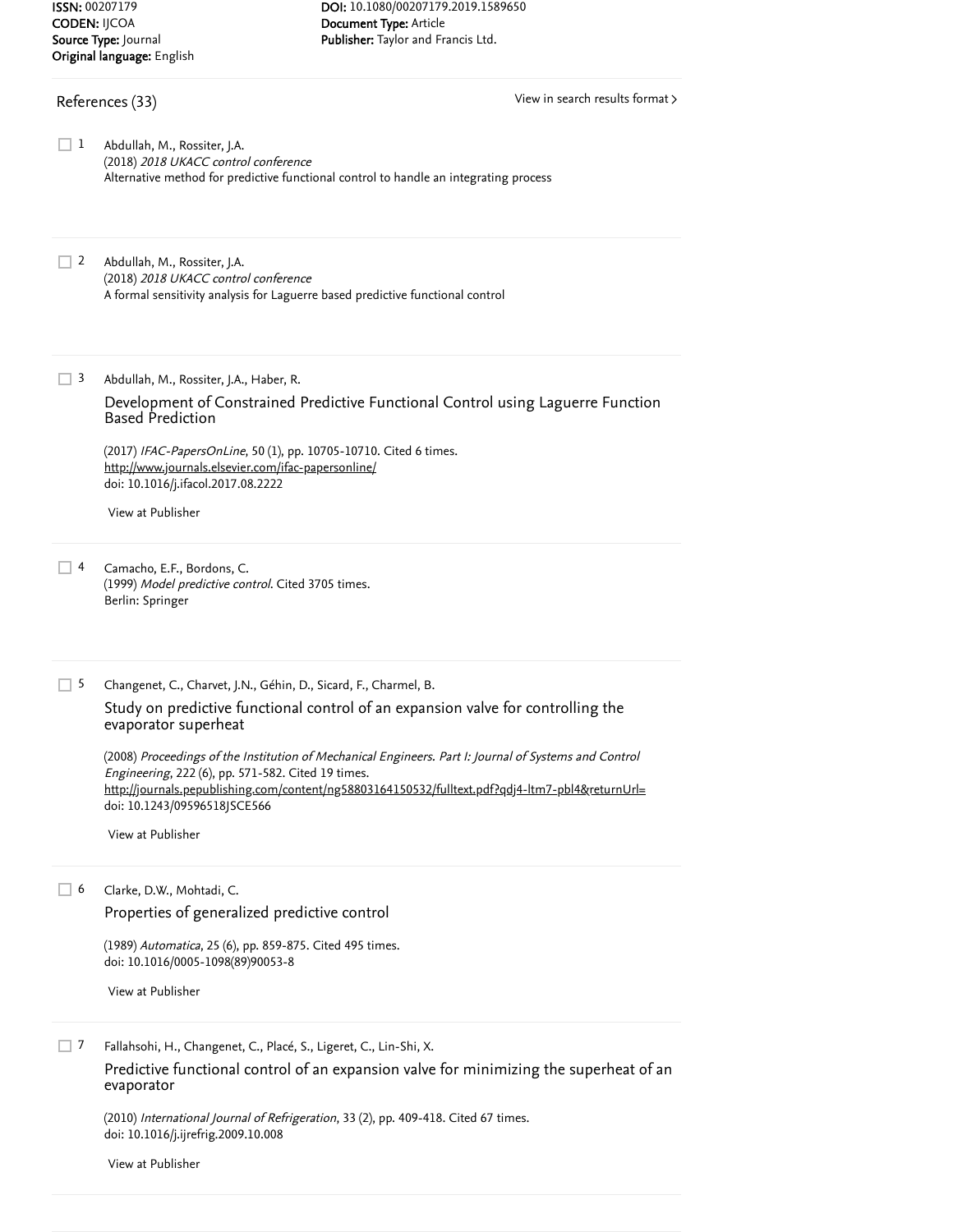**ISSN:** 00207179
**CODEN:** IJCOA
**Source Type:** Journal
**Original language:** English

**DOI:** 10.1080/00207179.2019.1589650
**Document Type:** Article
**Publisher:** Taylor and Francis Ltd.

## References (33)

View in search results format >

1. Abdullah, M., Rossiter, J.A.
(2018) *2018 UKACC control conference*
Alternative method for predictive functional control to handle an integrating process

2. Abdullah, M., Rossiter, J.A.
(2018) *2018 UKACC control conference*
A formal sensitivity analysis for Laguerre based predictive functional control

3. Abdullah, M., Rossiter, J.A., Haber, R.
Development of Constrained Predictive Functional Control using Laguerre Function Based Prediction
(2017) *IFAC-PapersOnLine*, 50 (1), pp. 10705-10710. Cited 6 times.
http://www.journals.elsevier.com/ifac-papersonline/
doi: 10.1016/j.ifacol.2017.08.2222
View at Publisher

4. Camacho, E.F., Bordons, C.
(1999) *Model predictive control*. Cited 3705 times.
Berlin: Springer

5. Changenet, C., Charvet, J.N., Géhin, D., Sicard, F., Charmel, B.
Study on predictive functional control of an expansion valve for controlling the evaporator superheat
(2008) *Proceedings of the Institution of Mechanical Engineers. Part I: Journal of Systems and Control Engineering*, 222 (6), pp. 571-582. Cited 19 times.
http://journals.pepublishing.com/content/ng58803164150532/fulltext.pdf?qdj4-ltm7-pbl4&returnUrl=
doi: 10.1243/09596518JSCE566
View at Publisher

6. Clarke, D.W., Mohtadi, C.
Properties of generalized predictive control
(1989) *Automatica*, 25 (6), pp. 859-875. Cited 495 times.
doi: 10.1016/0005-1098(89)90053-8
View at Publisher

7. Fallahsohi, H., Changenet, C., Placé, S., Ligeret, C., Lin-Shi, X.
Predictive functional control of an expansion valve for minimizing the superheat of an evaporator
(2010) *International Journal of Refrigeration*, 33 (2), pp. 409-418. Cited 67 times.
doi: 10.1016/j.ijrefrig.2009.10.008
View at Publisher